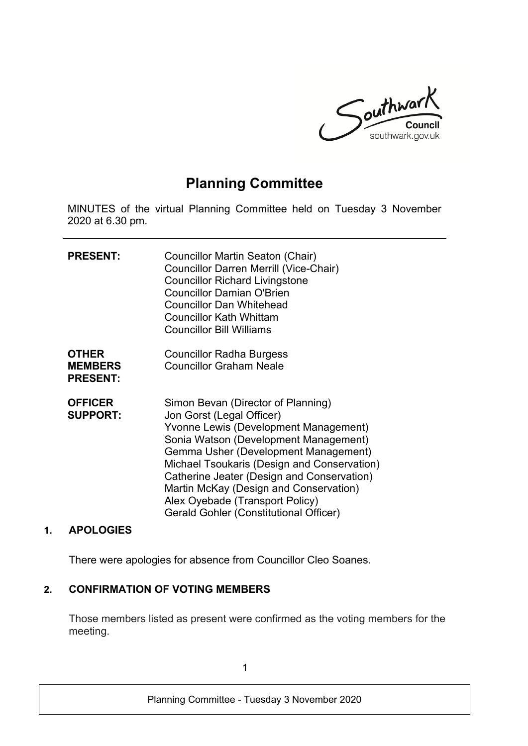# Planning Committee

MINUTES of the virtual Planning Committee held on Tuesday 3 November 2020 at 6.30 pm.

| | |
|---|---|
| **PRESENT:** | Councillor Martin Seaton (Chair)<br>Councillor Darren Merrill (Vice-Chair)<br>Councillor Richard Livingstone<br>Councillor Damian O'Brien<br>Councillor Dan Whitehead<br>Councillor Kath Whittam<br>Councillor Bill Williams |
| **OTHER MEMBERS PRESENT:** | Councillor Radha Burgess<br>Councillor Graham Neale |
| **OFFICER SUPPORT:** | Simon Bevan (Director of Planning)<br>Jon Gorst (Legal Officer)<br>Yvonne Lewis (Development Management)<br>Sonia Watson (Development Management)<br>Gemma Usher (Development Management)<br>Michael Tsoukaris (Design and Conservation)<br>Catherine Jeater (Design and Conservation)<br>Martin McKay (Design and Conservation)<br>Alex Oyebade (Transport Policy)<br>Gerald Gohler (Constitutional Officer) |

## 1. APOLOGIES

There were apologies for absence from Councillor Cleo Soanes.

## 2. CONFIRMATION OF VOTING MEMBERS

Those members listed as present were confirmed as the voting members for the meeting.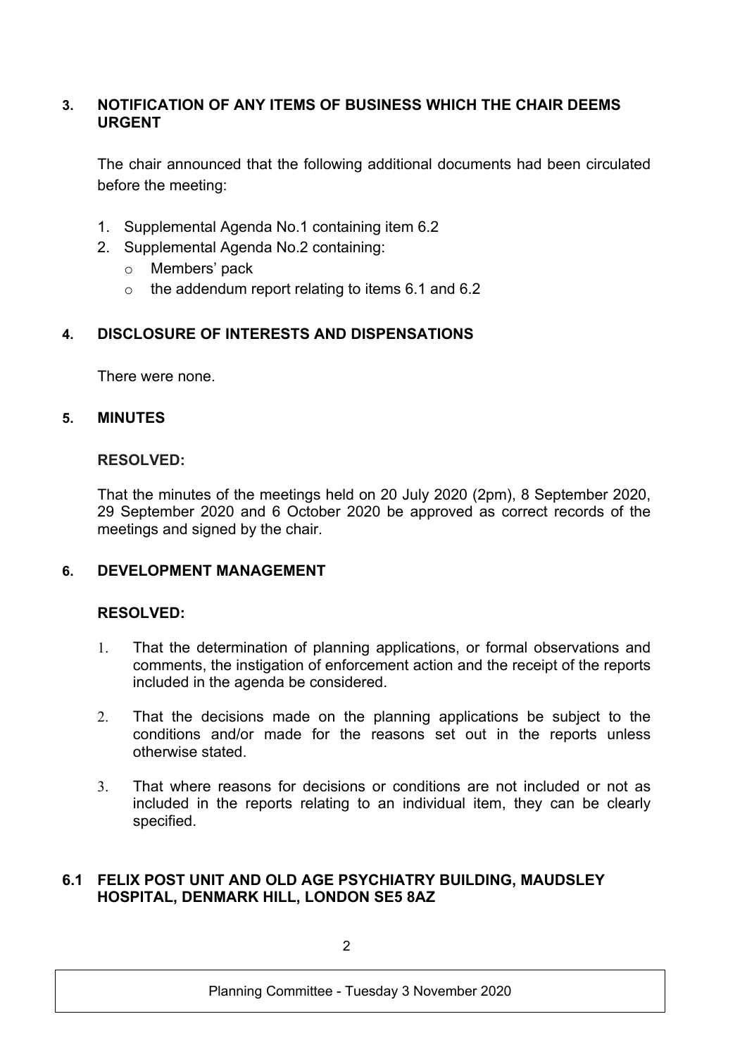### 3. NOTIFICATION OF ANY ITEMS OF BUSINESS WHICH THE CHAIR DEEMS URGENT

The chair announced that the following additional documents had been circulated before the meeting:

1. Supplemental Agenda No.1 containing item 6.2
2. Supplemental Agenda No.2 containing:
   - Members' pack
   - the addendum report relating to items 6.1 and 6.2

### 4. DISCLOSURE OF INTERESTS AND DISPENSATIONS

There were none.

### 5. MINUTES

**RESOLVED:**

That the minutes of the meetings held on 20 July 2020 (2pm), 8 September 2020, 29 September 2020 and 6 October 2020 be approved as correct records of the meetings and signed by the chair.

### 6. DEVELOPMENT MANAGEMENT

**RESOLVED:**

1. That the determination of planning applications, or formal observations and comments, the instigation of enforcement action and the receipt of the reports included in the agenda be considered.

2. That the decisions made on the planning applications be subject to the conditions and/or made for the reasons set out in the reports unless otherwise stated.

3. That where reasons for decisions or conditions are not included or not as included in the reports relating to an individual item, they can be clearly specified.

### 6.1 FELIX POST UNIT AND OLD AGE PSYCHIATRY BUILDING, MAUDSLEY HOSPITAL, DENMARK HILL, LONDON SE5 8AZ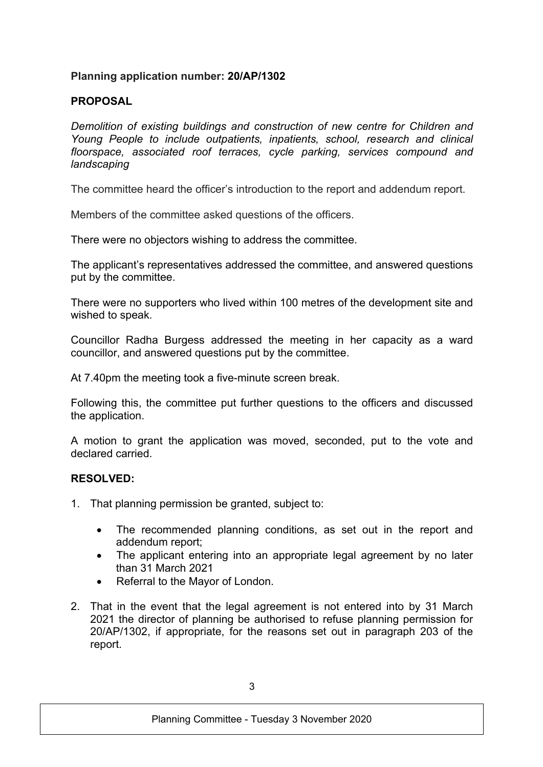**Planning application number: 20/AP/1302**

**PROPOSAL**

*Demolition of existing buildings and construction of new centre for Children and Young People to include outpatients, inpatients, school, research and clinical floorspace, associated roof terraces, cycle parking, services compound and landscaping*

The committee heard the officer's introduction to the report and addendum report.

Members of the committee asked questions of the officers.

There were no objectors wishing to address the committee.

The applicant's representatives addressed the committee, and answered questions put by the committee.

There were no supporters who lived within 100 metres of the development site and wished to speak.

Councillor Radha Burgess addressed the meeting in her capacity as a ward councillor, and answered questions put by the committee.

At 7.40pm the meeting took a five-minute screen break.

Following this, the committee put further questions to the officers and discussed the application.

A motion to grant the application was moved, seconded, put to the vote and declared carried.

**RESOLVED:**

1. That planning permission be granted, subject to:

    - The recommended planning conditions, as set out in the report and addendum report;
    - The applicant entering into an appropriate legal agreement by no later than 31 March 2021
    - Referral to the Mayor of London.

2. That in the event that the legal agreement is not entered into by 31 March 2021 the director of planning be authorised to refuse planning permission for 20/AP/1302, if appropriate, for the reasons set out in paragraph 203 of the report.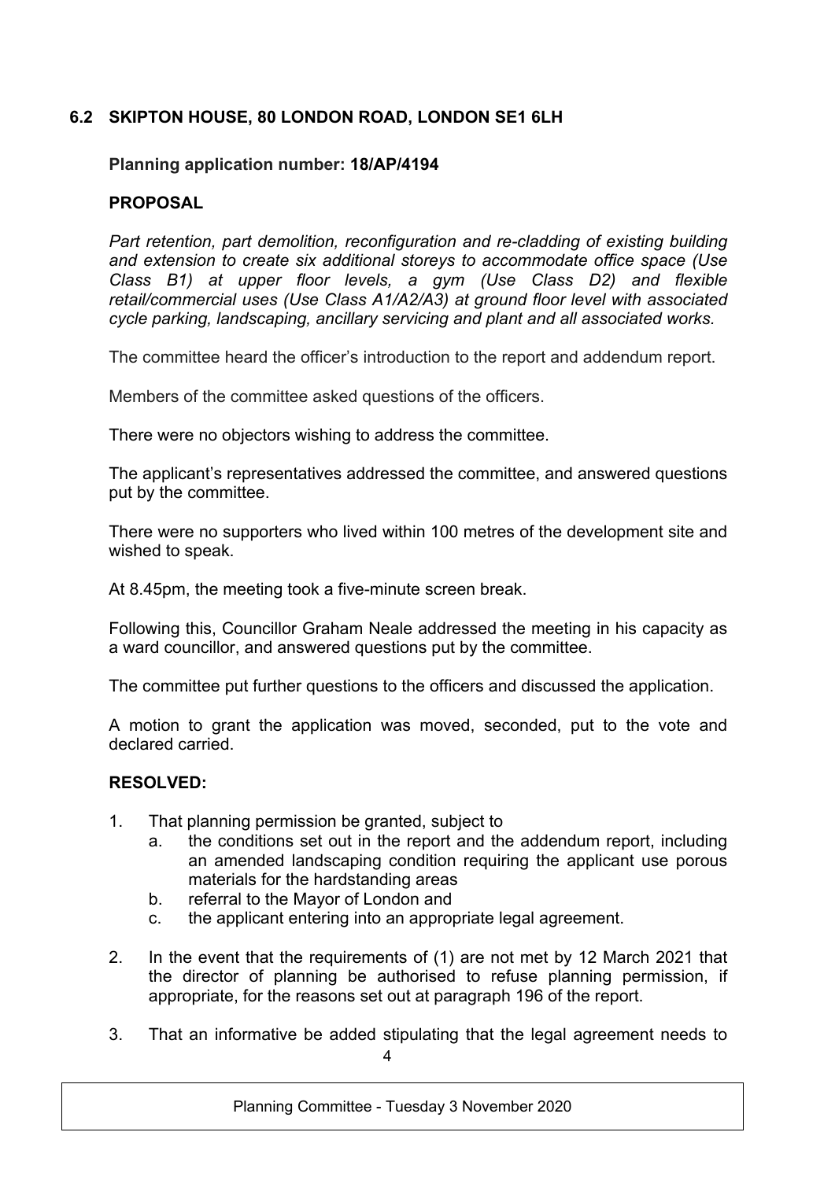## 6.2 SKIPTON HOUSE, 80 LONDON ROAD, LONDON SE1 6LH

**Planning application number: 18/AP/4194**

**PROPOSAL**

*Part retention, part demolition, reconfiguration and re-cladding of existing building and extension to create six additional storeys to accommodate office space (Use Class B1) at upper floor levels, a gym (Use Class D2) and flexible retail/commercial uses (Use Class A1/A2/A3) at ground floor level with associated cycle parking, landscaping, ancillary servicing and plant and all associated works.*

The committee heard the officer's introduction to the report and addendum report.

Members of the committee asked questions of the officers.

There were no objectors wishing to address the committee.

The applicant's representatives addressed the committee, and answered questions put by the committee.

There were no supporters who lived within 100 metres of the development site and wished to speak.

At 8.45pm, the meeting took a five-minute screen break.

Following this, Councillor Graham Neale addressed the meeting in his capacity as a ward councillor, and answered questions put by the committee.

The committee put further questions to the officers and discussed the application.

A motion to grant the application was moved, seconded, put to the vote and declared carried.

**RESOLVED:**

1. That planning permission be granted, subject to
   a. the conditions set out in the report and the addendum report, including an amended landscaping condition requiring the applicant use porous materials for the hardstanding areas
   b. referral to the Mayor of London and
   c. the applicant entering into an appropriate legal agreement.

2. In the event that the requirements of (1) are not met by 12 March 2021 that the director of planning be authorised to refuse planning permission, if appropriate, for the reasons set out at paragraph 196 of the report.

3. That an informative be added stipulating that the legal agreement needs to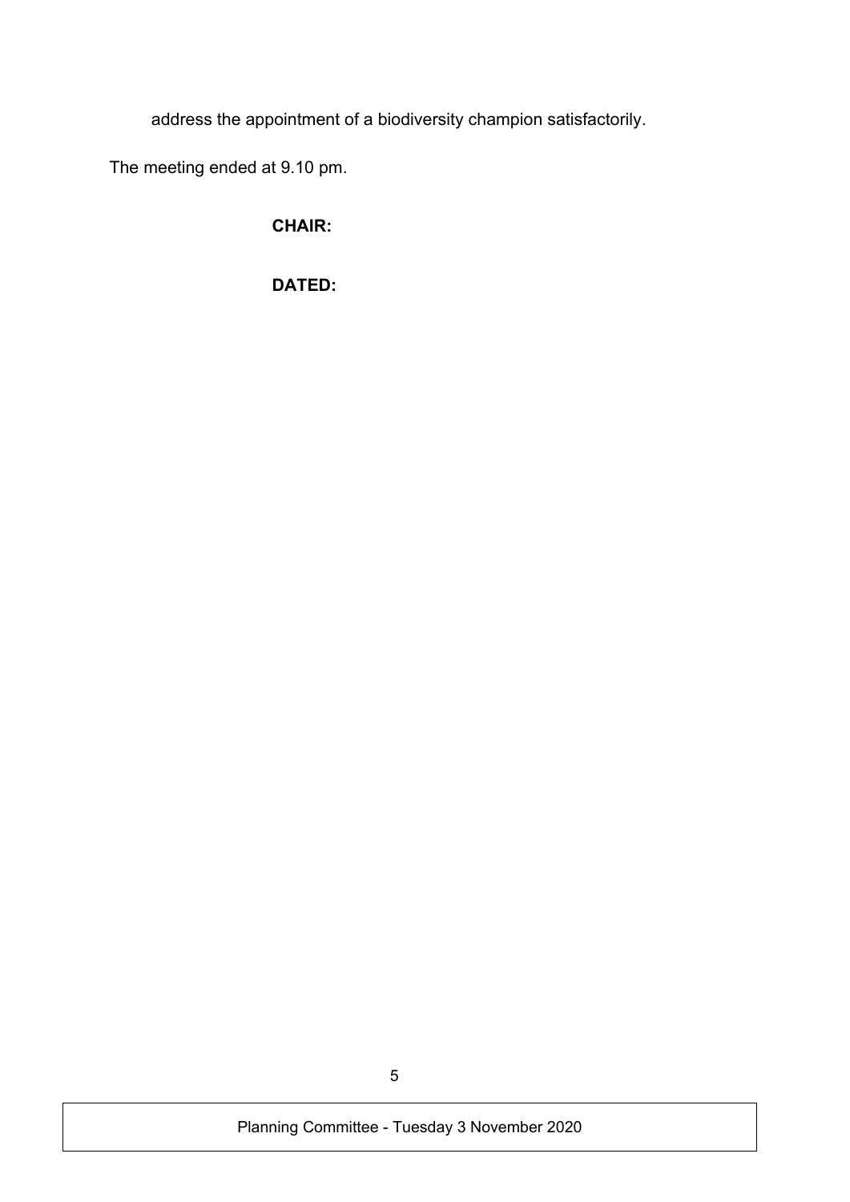address the appointment of a biodiversity champion satisfactorily.

The meeting ended at 9.10 pm.

**CHAIR:**

**DATED:**